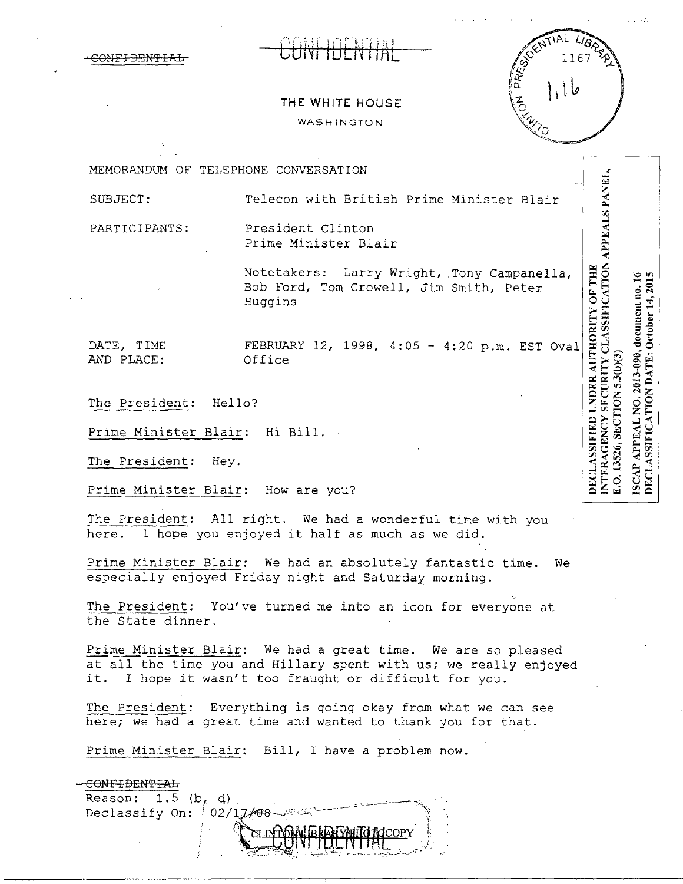~~CONFIDENTIAL~~

~~CONFIDENTIAL~~

CLINTON PRESIDENTIAL LIBRARY 1167 1,16

THE WHITE HOUSE

WASHINGTON

DECLASSIFIED UNDER AUTHORITY OF THE INTERAGENCY SECURITY CLASSIFICATION APPEALS PANEL, E.O. 13526, SECTION 5.3(b)(3)

ISCAP APPEAL NO. 2013-090, document no. 16
DECLASSIFICATION DATE: October 14, 2015

MEMORANDUM OF TELEPHONE CONVERSATION

SUBJECT: Telecon with British Prime Minister Blair

PARTICIPANTS: President Clinton
Prime Minister Blair

Notetakers: Larry Wright, Tony Campanella, Bob Ford, Tom Crowell, Jim Smith, Peter Huggins

DATE, TIME AND PLACE: FEBRUARY 12, 1998, 4:05 - 4:20 p.m. EST Oval Office

The President: Hello?

Prime Minister Blair: Hi Bill.

The President: Hey.

Prime Minister Blair: How are you?

The President: All right. We had a wonderful time with you here. I hope you enjoyed it half as much as we did.

Prime Minister Blair: We had an absolutely fantastic time. We especially enjoyed Friday night and Saturday morning.

The President: You've turned me into an icon for everyone at the State dinner.

Prime Minister Blair: We had a great time. We are so pleased at all the time you and Hillary spent with us; we really enjoyed it. I hope it wasn't too fraught or difficult for you.

The President: Everything is going okay from what we can see here; we had a great time and wanted to thank you for that.

Prime Minister Blair: Bill, I have a problem now.

~~CONFIDENTIAL~~
Reason: 1.5 (b, d)
Declassify On: 02/17/08

CLINTON LIBRARY PHOTOCOPY

~~CONFIDENTIAL~~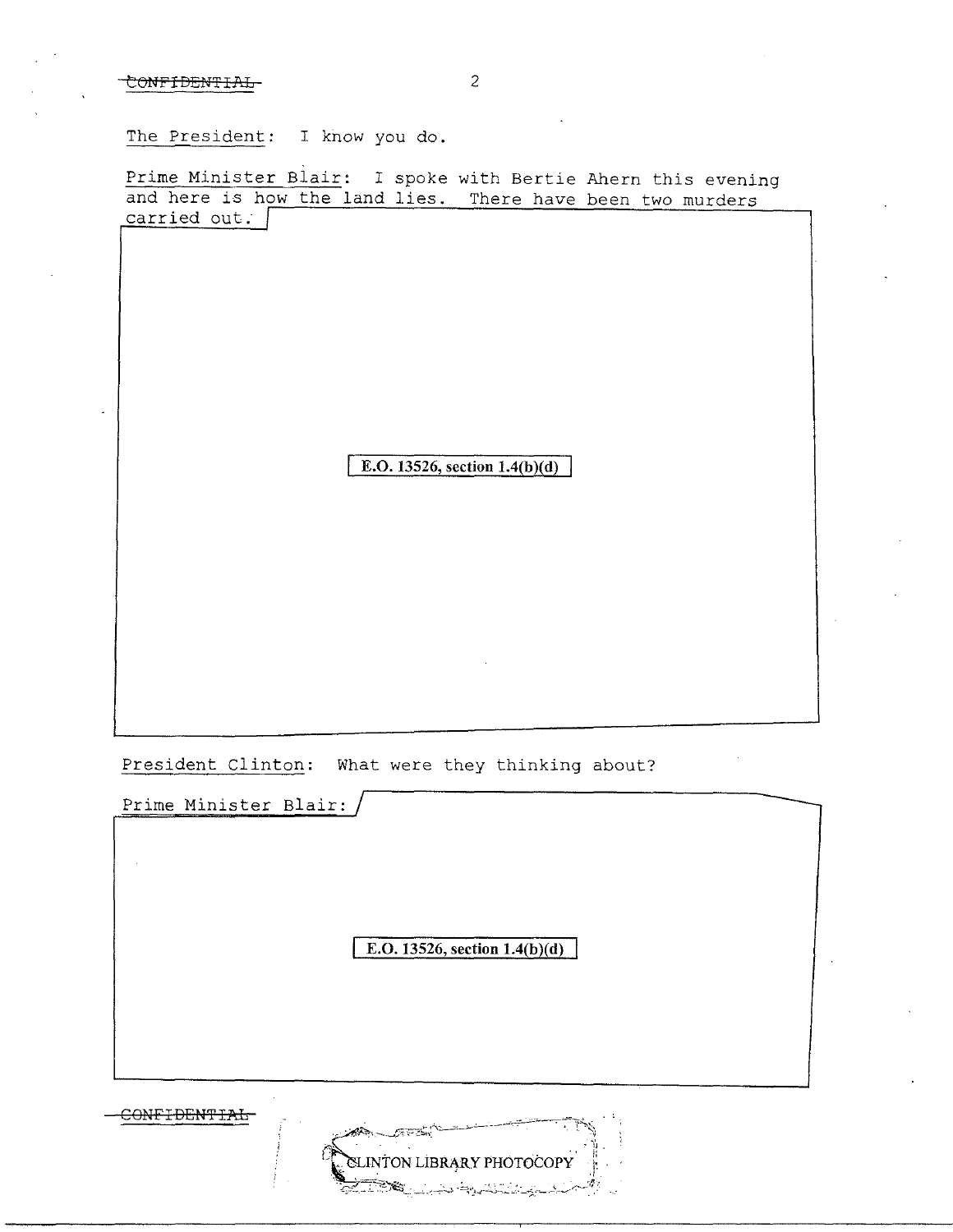The President: I know you do.

Prime Minister Blair: I spoke with Bertie Ahern this evening and here is how the land lies. There have been two murders carried out.

E.O. 13526, section 1.4(b)(d)

President Clinton: What were they thinking about?

Prime Minister Blair:

E.O. 13526, section 1.4(b)(d)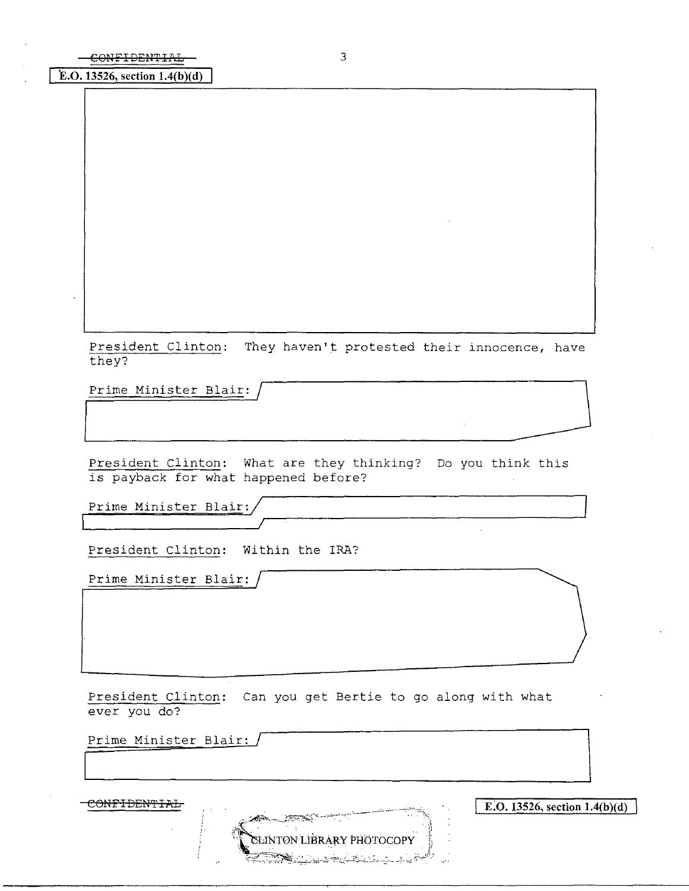CONFIDENTIAL

E.O. 13526, section 1.4(b)(d)

President Clinton: They haven't protested their innocence, have they?

Prime Minister Blair:

President Clinton: What are they thinking? Do you think this is payback for what happened before?

Prime Minister Blair:

President Clinton: Within the IRA?

Prime Minister Blair:

President Clinton: Can you get Bertie to go along with what ever you do?

Prime Minister Blair:

CONFIDENTIAL

E.O. 13526, section 1.4(b)(d)

CLINTON LIBRARY PHOTOCOPY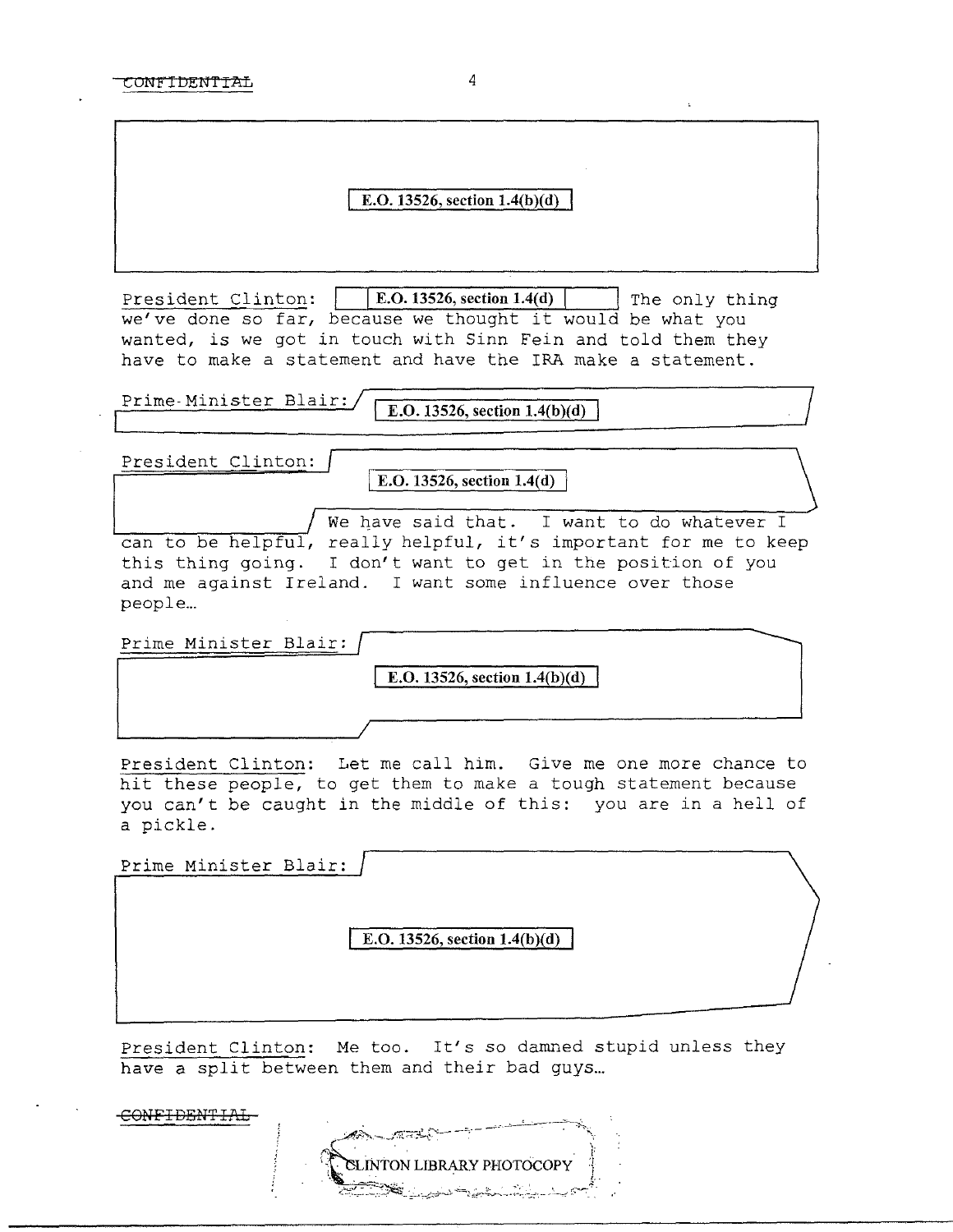CONFIDENTIAL

E.O. 13526, section 1.4(b)(d)

President Clinton: E.O. 13526, section 1.4(d) The only thing we've done so far, because we thought it would be what you wanted, is we got in touch with Sinn Fein and told them they have to make a statement and have the IRA make a statement.

Prime Minister Blair: E.O. 13526, section 1.4(b)(d)

President Clinton: E.O. 13526, section 1.4(d) We have said that. I want to do whatever I can to be helpful, really helpful, it's important for me to keep this thing going. I don't want to get in the position of you and me against Ireland. I want some influence over those people…

Prime Minister Blair: E.O. 13526, section 1.4(b)(d)

President Clinton: Let me call him. Give me one more chance to hit these people, to get them to make a tough statement because you can't be caught in the middle of this: you are in a hell of a pickle.

Prime Minister Blair: E.O. 13526, section 1.4(b)(d)

President Clinton: Me too. It's so damned stupid unless they have a split between them and their bad guys…

CONFIDENTIAL

CLINTON LIBRARY PHOTOCOPY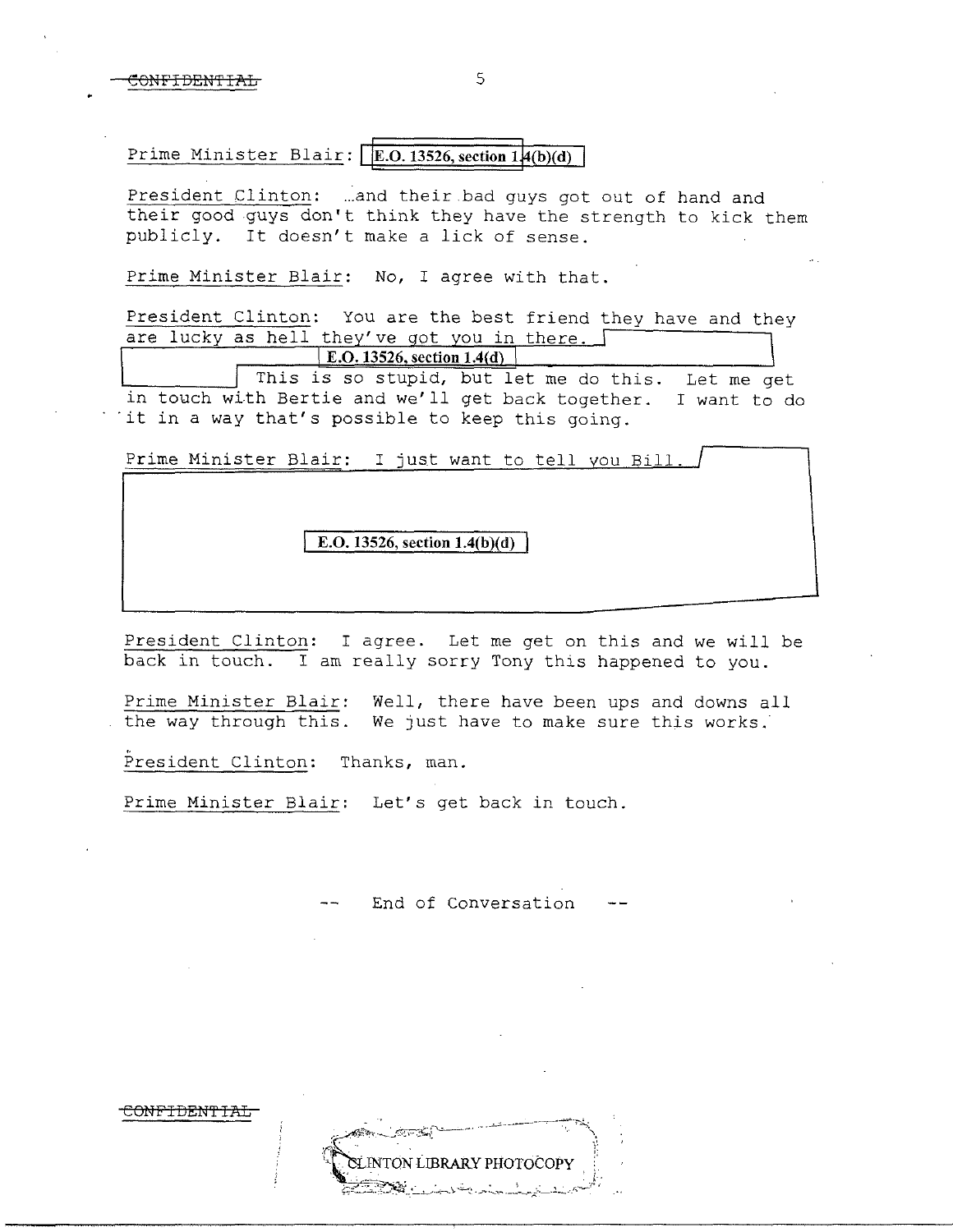Prime Minister Blair: E.O. 13526, section 1.4(b)(d)

President Clinton: ...and their bad guys got out of hand and their good guys don't think they have the strength to kick them publicly. It doesn't make a lick of sense.

Prime Minister Blair: No, I agree with that.

President Clinton: You are the best friend they have and they are lucky as hell they've got you in there. E.O. 13526, section 1.4(d) This is so stupid, but let me do this. Let me get in touch with Bertie and we'll get back together. I want to do it in a way that's possible to keep this going.

Prime Minister Blair: I just want to tell you Bill. E.O. 13526, section 1.4(b)(d)

President Clinton: I agree. Let me get on this and we will be back in touch. I am really sorry Tony this happened to you.

Prime Minister Blair: Well, there have been ups and downs all the way through this. We just have to make sure this works.

President Clinton: Thanks, man.

Prime Minister Blair: Let's get back in touch.

-- End of Conversation --

CONFIDENTIAL

CLINTON LIBRARY PHOTOCOPY